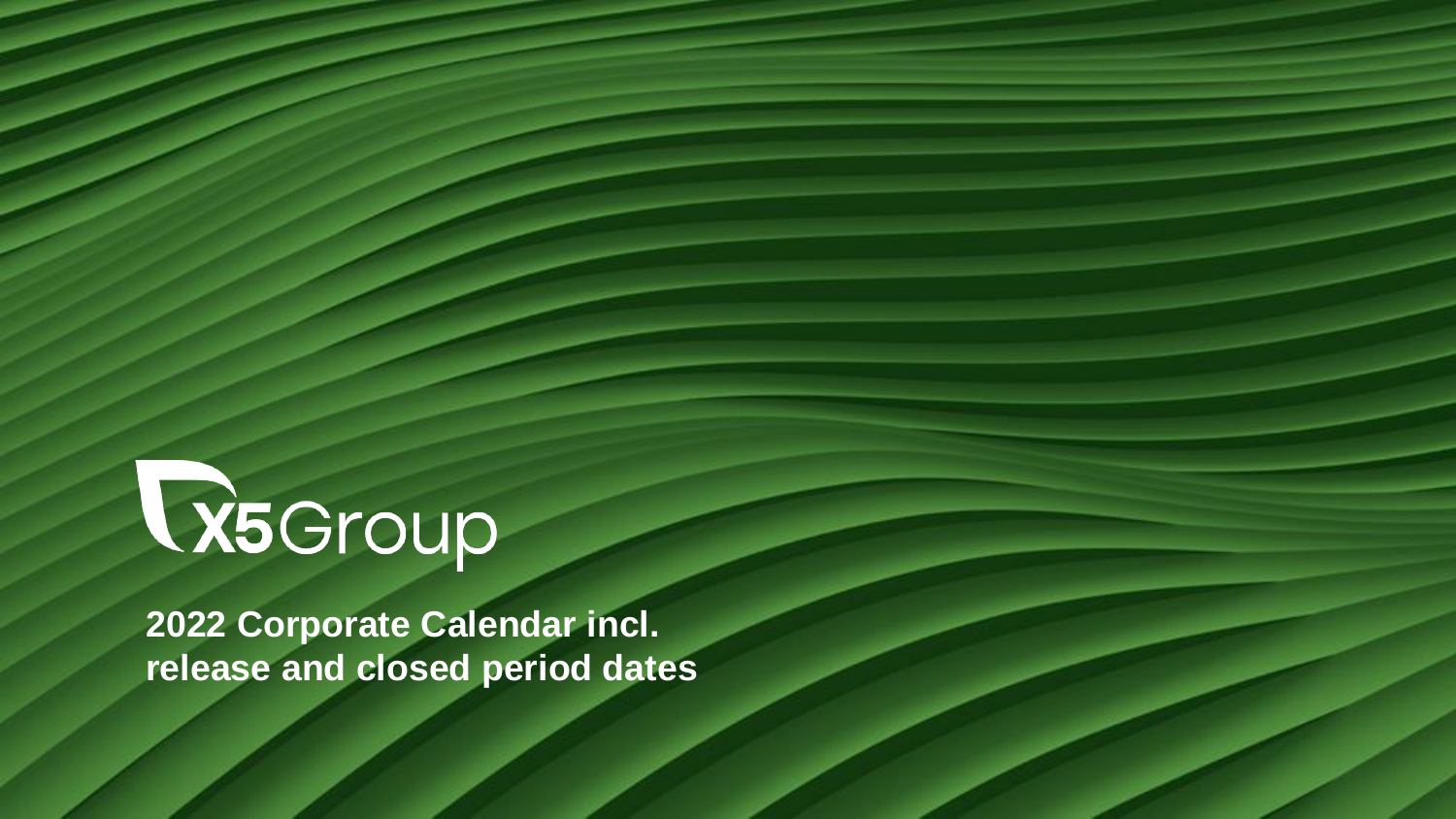X5Group

# 2022 Corporate Calendar incl. release and closed period dates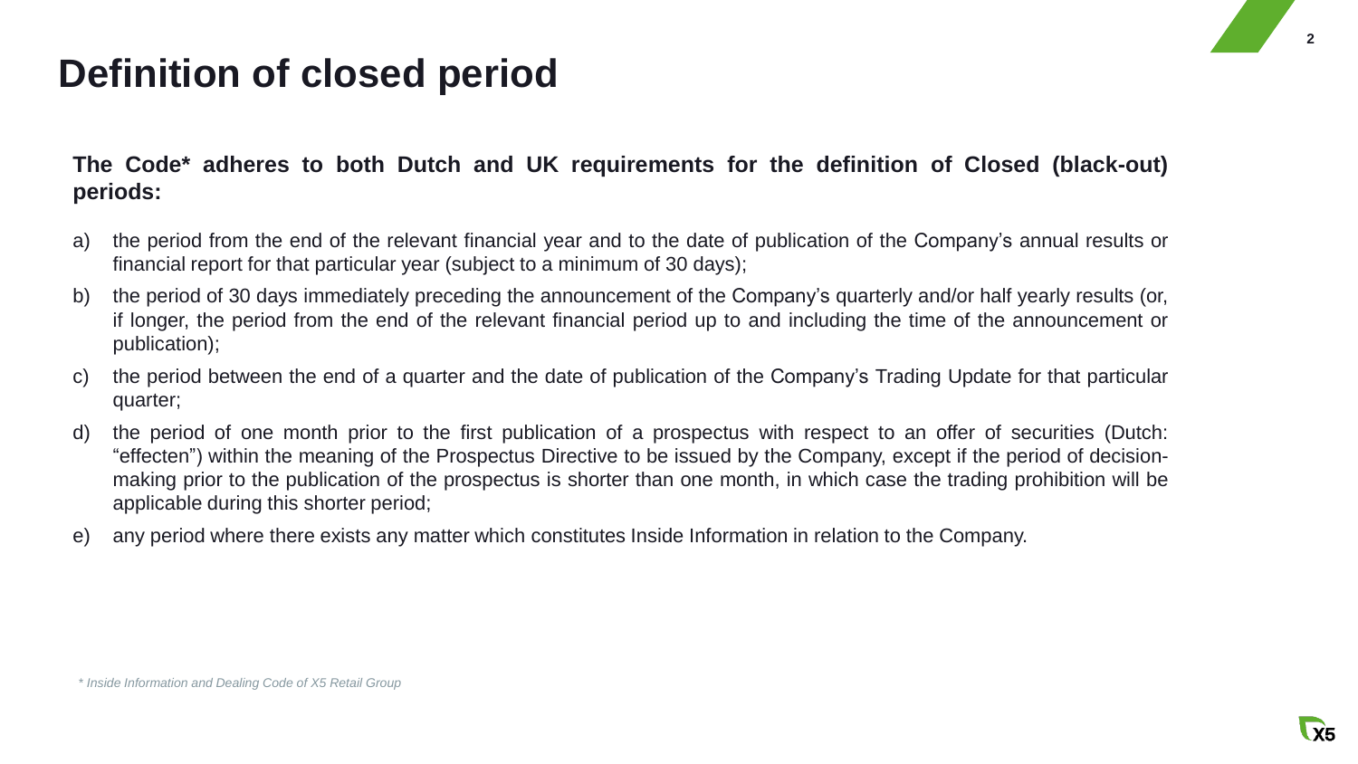# Definition of closed period

**The Code* adheres to both Dutch and UK requirements for the definition of Closed (black-out) periods:**

a) the period from the end of the relevant financial year and to the date of publication of the Company's annual results or financial report for that particular year (subject to a minimum of 30 days);

b) the period of 30 days immediately preceding the announcement of the Company's quarterly and/or half yearly results (or, if longer, the period from the end of the relevant financial period up to and including the time of the announcement or publication);

c) the period between the end of a quarter and the date of publication of the Company's Trading Update for that particular quarter;

d) the period of one month prior to the first publication of a prospectus with respect to an offer of securities (Dutch: "effecten") within the meaning of the Prospectus Directive to be issued by the Company, except if the period of decision-making prior to the publication of the prospectus is shorter than one month, in which case the trading prohibition will be applicable during this shorter period;

e) any period where there exists any matter which constitutes Inside Information in relation to the Company.

*\* Inside Information and Dealing Code of X5 Retail Group*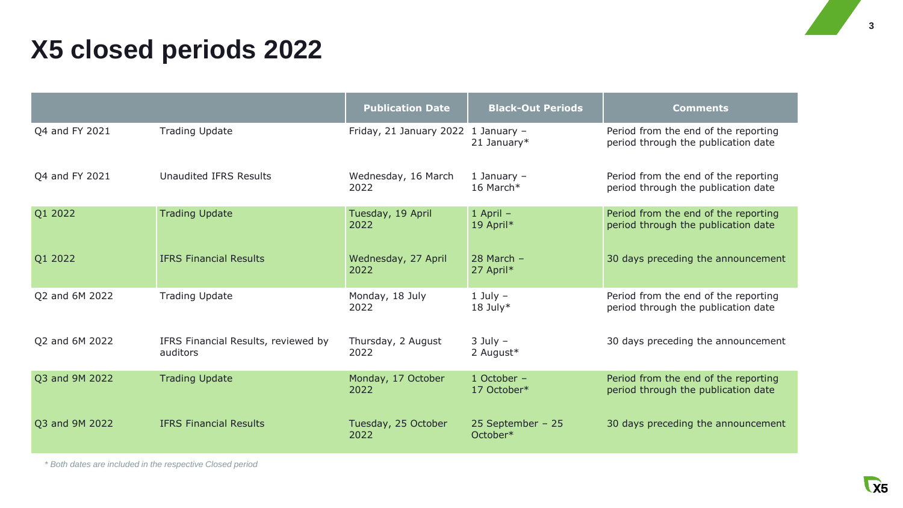# X5 closed periods 2022

| | | Publication Date | Black-Out Periods | Comments |
|---|---|---|---|---|
| Q4 and FY 2021 | Trading Update | Friday, 21 January 2022 | 1 January – 21 January* | Period from the end of the reporting period through the publication date |
| Q4 and FY 2021 | Unaudited IFRS Results | Wednesday, 16 March 2022 | 1 January – 16 March* | Period from the end of the reporting period through the publication date |
| Q1 2022 | Trading Update | Tuesday, 19 April 2022 | 1 April – 19 April* | Period from the end of the reporting period through the publication date |
| Q1 2022 | IFRS Financial Results | Wednesday, 27 April 2022 | 28 March – 27 April* | 30 days preceding the announcement |
| Q2 and 6M 2022 | Trading Update | Monday, 18 July 2022 | 1 July – 18 July* | Period from the end of the reporting period through the publication date |
| Q2 and 6M 2022 | IFRS Financial Results, reviewed by auditors | Thursday, 2 August 2022 | 3 July – 2 August* | 30 days preceding the announcement |
| Q3 and 9M 2022 | Trading Update | Monday, 17 October 2022 | 1 October – 17 October* | Period from the end of the reporting period through the publication date |
| Q3 and 9M 2022 | IFRS Financial Results | Tuesday, 25 October 2022 | 25 September – 25 October* | 30 days preceding the announcement |

*\* Both dates are included in the respective Closed period*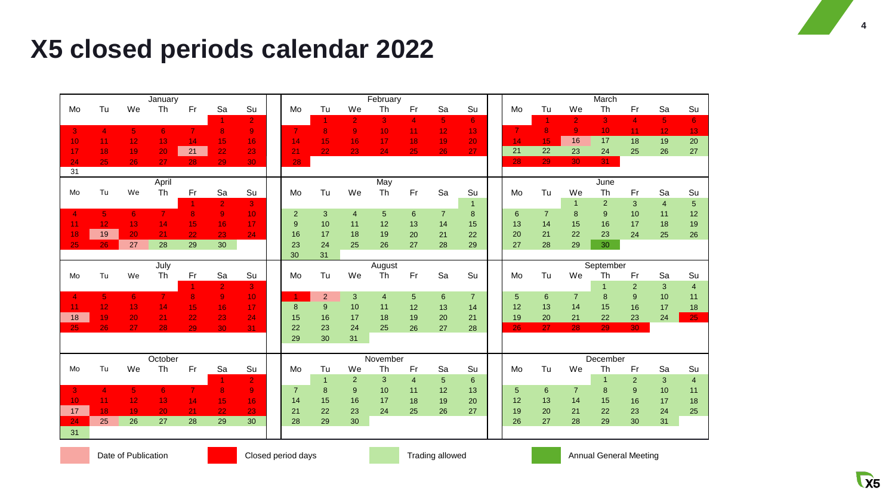# X5 closed periods calendar 2022

**January**

| Mo | Tu | We | Th | Fr | Sa | Su |
|---|---|---|---|---|---|---|
| | | | | | 1 | 2 |
| 3 | 4 | 5 | 6 | 7 | 8 | 9 |
| 10 | 11 | 12 | 13 | 14 | 15 | 16 |
| 17 | 18 | 19 | 20 | 21 | 22 | 23 |
| 24 | 25 | 26 | 27 | 28 | 29 | 30 |
| 31 | | | | | | |

**February**

| Mo | Tu | We | Th | Fr | Sa | Su |
|---|---|---|---|---|---|---|
| | 1 | 2 | 3 | 4 | 5 | 6 |
| 7 | 8 | 9 | 10 | 11 | 12 | 13 |
| 14 | 15 | 16 | 17 | 18 | 19 | 20 |
| 21 | 22 | 23 | 24 | 25 | 26 | 27 |
| 28 | | | | | | |

**March**

| Mo | Tu | We | Th | Fr | Sa | Su |
|---|---|---|---|---|---|---|
| | 1 | 2 | 3 | 4 | 5 | 6 |
| 7 | 8 | 9 | 10 | 11 | 12 | 13 |
| 14 | 15 | 16 | 17 | 18 | 19 | 20 |
| 21 | 22 | 23 | 24 | 25 | 26 | 27 |
| 28 | 29 | 30 | 31 | | | |

**April**

| Mo | Tu | We | Th | Fr | Sa | Su |
|---|---|---|---|---|---|---|
| | | | | 1 | 2 | 3 |
| 4 | 5 | 6 | 7 | 8 | 9 | 10 |
| 11 | 12 | 13 | 14 | 15 | 16 | 17 |
| 18 | 19 | 20 | 21 | 22 | 23 | 24 |
| 25 | 26 | 27 | 28 | 29 | 30 | |

**May**

| Mo | Tu | We | Th | Fr | Sa | Su |
|---|---|---|---|---|---|---|
| | | | | | | 1 |
| 2 | 3 | 4 | 5 | 6 | 7 | 8 |
| 9 | 10 | 11 | 12 | 13 | 14 | 15 |
| 16 | 17 | 18 | 19 | 20 | 21 | 22 |
| 23 | 24 | 25 | 26 | 27 | 28 | 29 |
| 30 | 31 | | | | | |

**June**

| Mo | Tu | We | Th | Fr | Sa | Su |
|---|---|---|---|---|---|---|
| | | 1 | 2 | 3 | 4 | 5 |
| 6 | 7 | 8 | 9 | 10 | 11 | 12 |
| 13 | 14 | 15 | 16 | 17 | 18 | 19 |
| 20 | 21 | 22 | 23 | 24 | 25 | 26 |
| 27 | 28 | 29 | 30 | | | |

**July**

| Mo | Tu | We | Th | Fr | Sa | Su |
|---|---|---|---|---|---|---|
| | | | | 1 | 2 | 3 |
| 4 | 5 | 6 | 7 | 8 | 9 | 10 |
| 11 | 12 | 13 | 14 | 15 | 16 | 17 |
| 18 | 19 | 20 | 21 | 22 | 23 | 24 |
| 25 | 26 | 27 | 28 | 29 | 30 | 31 |

**August**

| Mo | Tu | We | Th | Fr | Sa | Su |
|---|---|---|---|---|---|---|
| 1 | 2 | 3 | 4 | 5 | 6 | 7 |
| 8 | 9 | 10 | 11 | 12 | 13 | 14 |
| 15 | 16 | 17 | 18 | 19 | 20 | 21 |
| 22 | 23 | 24 | 25 | 26 | 27 | 28 |
| 29 | 30 | 31 | | | | |

**September**

| Mo | Tu | We | Th | Fr | Sa | Su |
|---|---|---|---|---|---|---|
| | | | 1 | 2 | 3 | 4 |
| 5 | 6 | 7 | 8 | 9 | 10 | 11 |
| 12 | 13 | 14 | 15 | 16 | 17 | 18 |
| 19 | 20 | 21 | 22 | 23 | 24 | 25 |
| 26 | 27 | 28 | 29 | 30 | | |

**October**

| Mo | Tu | We | Th | Fr | Sa | Su |
|---|---|---|---|---|---|---|
| | | | | | 1 | 2 |
| 3 | 4 | 5 | 6 | 7 | 8 | 9 |
| 10 | 11 | 12 | 13 | 14 | 15 | 16 |
| 17 | 18 | 19 | 20 | 21 | 22 | 23 |
| 24 | 25 | 26 | 27 | 28 | 29 | 30 |
| 31 | | | | | | |

**November**

| Mo | Tu | We | Th | Fr | Sa | Su |
|---|---|---|---|---|---|---|
| | 1 | 2 | 3 | 4 | 5 | 6 |
| 7 | 8 | 9 | 10 | 11 | 12 | 13 |
| 14 | 15 | 16 | 17 | 18 | 19 | 20 |
| 21 | 22 | 23 | 24 | 25 | 26 | 27 |
| 28 | 29 | 30 | | | | |

**December**

| Mo | Tu | We | Th | Fr | Sa | Su |
|---|---|---|---|---|---|---|
| | | | 1 | 2 | 3 | 4 |
| 5 | 6 | 7 | 8 | 9 | 10 | 11 |
| 12 | 13 | 14 | 15 | 16 | 17 | 18 |
| 19 | 20 | 21 | 22 | 23 | 24 | 25 |
| 26 | 27 | 28 | 29 | 30 | 31 | |

Date of Publication

Closed period days

Trading allowed

Annual General Meeting